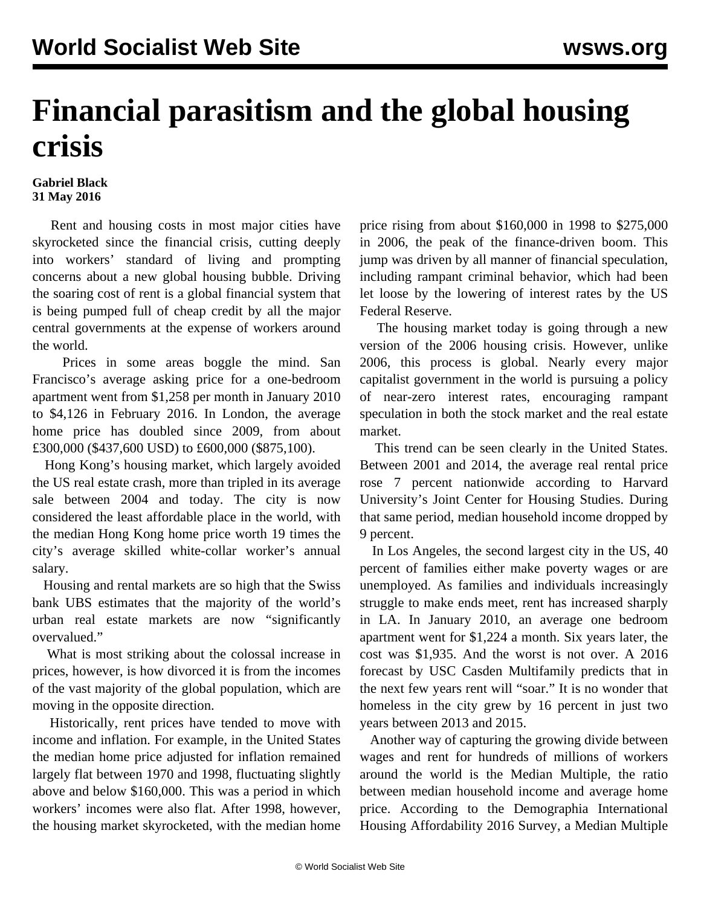# Financial parasitism and the global housing crisis

**Gabriel Black**
**31 May 2016**

Rent and housing costs in most major cities have skyrocketed since the financial crisis, cutting deeply into workers' standard of living and prompting concerns about a new global housing bubble. Driving the soaring cost of rent is a global financial system that is being pumped full of cheap credit by all the major central governments at the expense of workers around the world.

Prices in some areas boggle the mind. San Francisco's average asking price for a one-bedroom apartment went from $1,258 per month in January 2010 to $4,126 in February 2016. In London, the average home price has doubled since 2009, from about £300,000 ($437,600 USD) to £600,000 ($875,100).

Hong Kong's housing market, which largely avoided the US real estate crash, more than tripled in its average sale between 2004 and today. The city is now considered the least affordable place in the world, with the median Hong Kong home price worth 19 times the city's average skilled white-collar worker's annual salary.

Housing and rental markets are so high that the Swiss bank UBS estimates that the majority of the world's urban real estate markets are now "significantly overvalued."

What is most striking about the colossal increase in prices, however, is how divorced it is from the incomes of the vast majority of the global population, which are moving in the opposite direction.

Historically, rent prices have tended to move with income and inflation. For example, in the United States the median home price adjusted for inflation remained largely flat between 1970 and 1998, fluctuating slightly above and below $160,000. This was a period in which workers' incomes were also flat. After 1998, however, the housing market skyrocketed, with the median home price rising from about $160,000 in 1998 to $275,000 in 2006, the peak of the finance-driven boom. This jump was driven by all manner of financial speculation, including rampant criminal behavior, which had been let loose by the lowering of interest rates by the US Federal Reserve.

The housing market today is going through a new version of the 2006 housing crisis. However, unlike 2006, this process is global. Nearly every major capitalist government in the world is pursuing a policy of near-zero interest rates, encouraging rampant speculation in both the stock market and the real estate market.

This trend can be seen clearly in the United States. Between 2001 and 2014, the average real rental price rose 7 percent nationwide according to Harvard University's Joint Center for Housing Studies. During that same period, median household income dropped by 9 percent.

In Los Angeles, the second largest city in the US, 40 percent of families either make poverty wages or are unemployed. As families and individuals increasingly struggle to make ends meet, rent has increased sharply in LA. In January 2010, an average one bedroom apartment went for $1,224 a month. Six years later, the cost was $1,935. And the worst is not over. A 2016 forecast by USC Casden Multifamily predicts that in the next few years rent will "soar." It is no wonder that homeless in the city grew by 16 percent in just two years between 2013 and 2015.

Another way of capturing the growing divide between wages and rent for hundreds of millions of workers around the world is the Median Multiple, the ratio between median household income and average home price. According to the Demographia International Housing Affordability 2016 Survey, a Median Multiple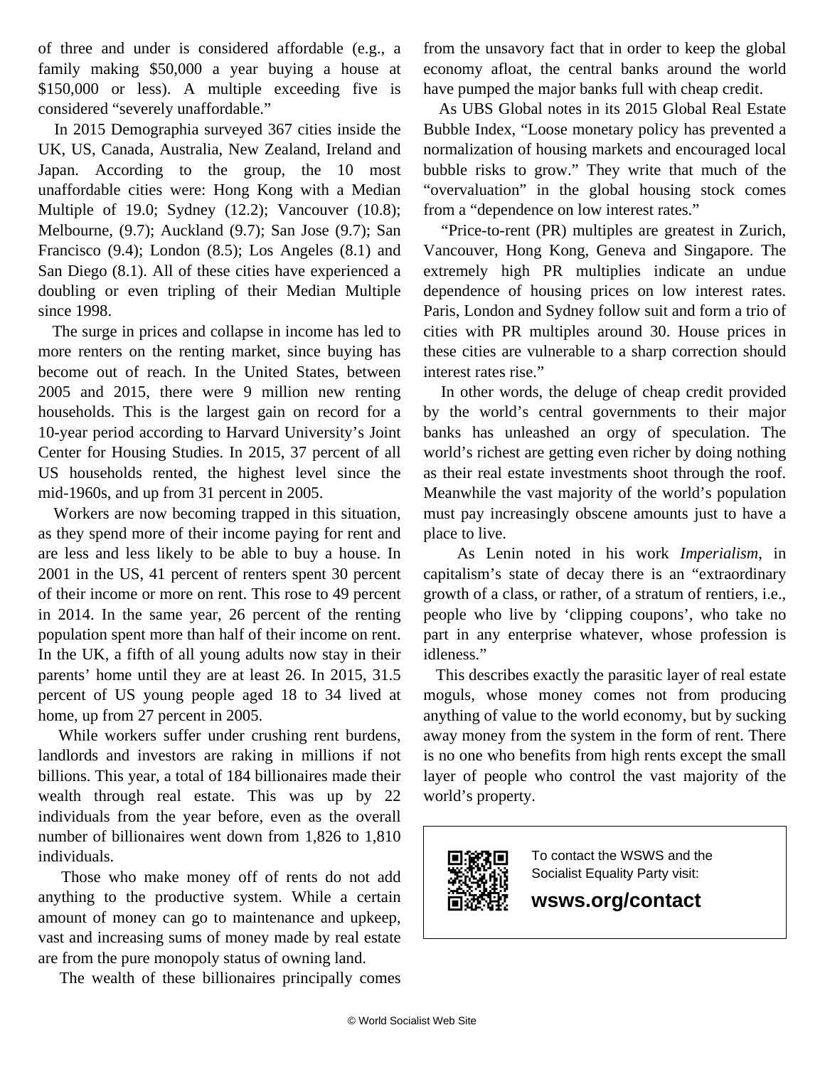of three and under is considered affordable (e.g., a family making $50,000 a year buying a house at $150,000 or less). A multiple exceeding five is considered "severely unaffordable."

In 2015 Demographia surveyed 367 cities inside the UK, US, Canada, Australia, New Zealand, Ireland and Japan. According to the group, the 10 most unaffordable cities were: Hong Kong with a Median Multiple of 19.0; Sydney (12.2); Vancouver (10.8); Melbourne, (9.7); Auckland (9.7); San Jose (9.7); San Francisco (9.4); London (8.5); Los Angeles (8.1) and San Diego (8.1). All of these cities have experienced a doubling or even tripling of their Median Multiple since 1998.

The surge in prices and collapse in income has led to more renters on the renting market, since buying has become out of reach. In the United States, between 2005 and 2015, there were 9 million new renting households. This is the largest gain on record for a 10-year period according to Harvard University's Joint Center for Housing Studies. In 2015, 37 percent of all US households rented, the highest level since the mid-1960s, and up from 31 percent in 2005.

Workers are now becoming trapped in this situation, as they spend more of their income paying for rent and are less and less likely to be able to buy a house. In 2001 in the US, 41 percent of renters spent 30 percent of their income or more on rent. This rose to 49 percent in 2014. In the same year, 26 percent of the renting population spent more than half of their income on rent. In the UK, a fifth of all young adults now stay in their parents' home until they are at least 26. In 2015, 31.5 percent of US young people aged 18 to 34 lived at home, up from 27 percent in 2005.

While workers suffer under crushing rent burdens, landlords and investors are raking in millions if not billions. This year, a total of 184 billionaires made their wealth through real estate. This was up by 22 individuals from the year before, even as the overall number of billionaires went down from 1,826 to 1,810 individuals.

Those who make money off of rents do not add anything to the productive system. While a certain amount of money can go to maintenance and upkeep, vast and increasing sums of money made by real estate are from the pure monopoly status of owning land.

The wealth of these billionaires principally comes from the unsavory fact that in order to keep the global economy afloat, the central banks around the world have pumped the major banks full with cheap credit.

As UBS Global notes in its 2015 Global Real Estate Bubble Index, "Loose monetary policy has prevented a normalization of housing markets and encouraged local bubble risks to grow." They write that much of the "overvaluation" in the global housing stock comes from a "dependence on low interest rates."

"Price-to-rent (PR) multiples are greatest in Zurich, Vancouver, Hong Kong, Geneva and Singapore. The extremely high PR multiplies indicate an undue dependence of housing prices on low interest rates. Paris, London and Sydney follow suit and form a trio of cities with PR multiples around 30. House prices in these cities are vulnerable to a sharp correction should interest rates rise."

In other words, the deluge of cheap credit provided by the world's central governments to their major banks has unleashed an orgy of speculation. The world's richest are getting even richer by doing nothing as their real estate investments shoot through the roof. Meanwhile the vast majority of the world's population must pay increasingly obscene amounts just to have a place to live.

As Lenin noted in his work *Imperialism*, in capitalism's state of decay there is an "extraordinary growth of a class, or rather, of a stratum of rentiers, i.e., people who live by 'clipping coupons', who take no part in any enterprise whatever, whose profession is idleness."

This describes exactly the parasitic layer of real estate moguls, whose money comes not from producing anything of value to the world economy, but by sucking away money from the system in the form of rent. There is no one who benefits from high rents except the small layer of people who control the vast majority of the world's property.

To contact the WSWS and the Socialist Equality Party visit:

**wsws.org/contact**